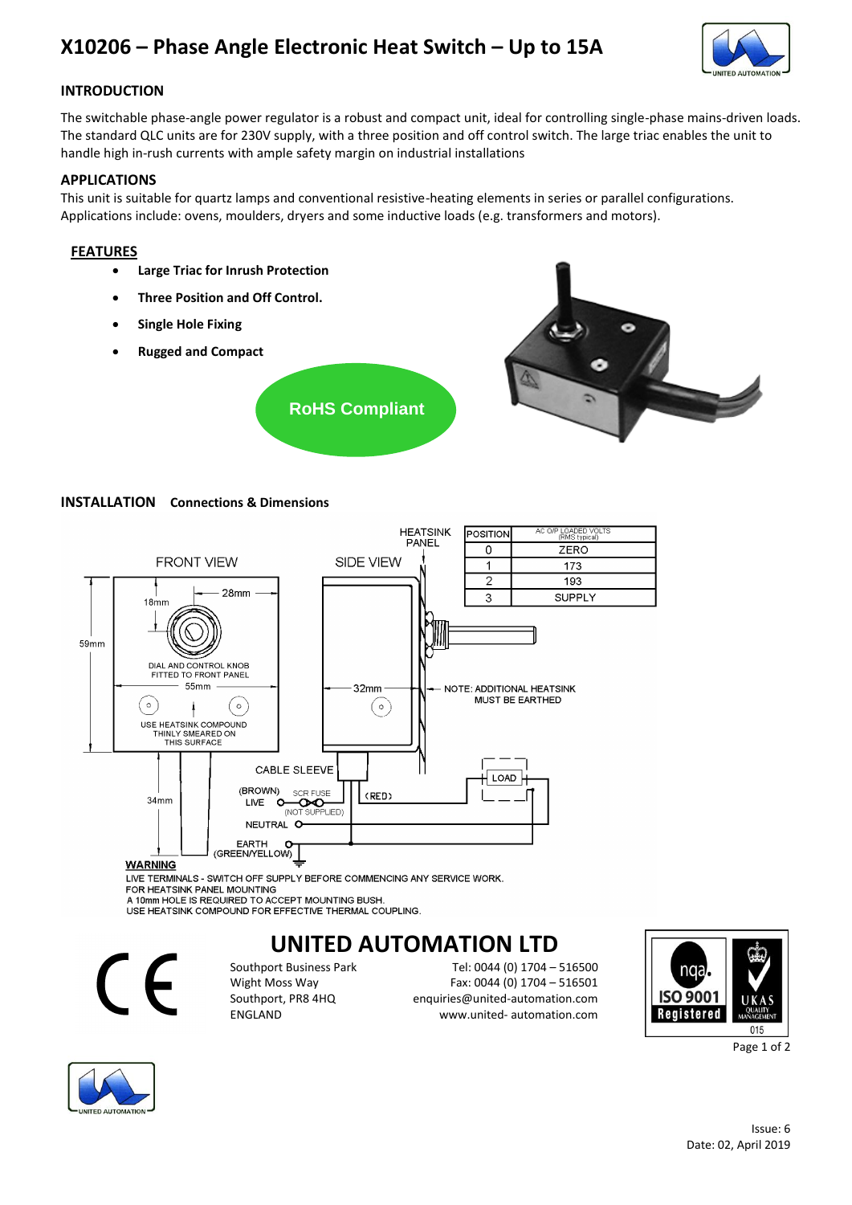# X10206 – Phase Angle Electronic Heat Switch – Up to 15A

## INTRODUCTION

The switchable phase-angle power regulator is a robust and compact unit, ideal for controlling single-phase mains-driven loads. The standard QLC units are for 230V supply, with a three position and off control switch. The large triac enables the unit to handle high in-rush currents with ample safety margin on industrial installations

## APPLICATIONS

This unit is suitable for quartz lamps and conventional resistive-heating elements in series or parallel configurations. Applications include: ovens, moulders, dryers and some inductive loads (e.g. transformers and motors).

## FEATURES

- **Large Triac for Inrush Protection**
- **Three Position and Off Control.**
- **Single Hole Fixing**
- **Rugged and Compact**

**RoHS Compliant**

## INSTALLATION Connections & Dimensions

| POSITION | AC O/P LOADED VOLTS (RMS typical) |
|---|---|
| 0 | ZERO |
| 1 | 173 |
| 2 | 193 |
| 3 | SUPPLY |

FRONT VIEW: 59mm, 18mm, 28mm, 55mm, 34mm. DIAL AND CONTROL KNOB FITTED TO FRONT PANEL. USE HEATSINK COMPOUND THINLY SMEARED ON THIS SURFACE.

SIDE VIEW: HEATSINK PANEL, 32mm. NOTE: ADDITIONAL HEATSINK MUST BE EARTHED.

CABLE SLEEVE. (BROWN) LIVE – SCR FUSE (NOT SUPPLIED). (RED). LOAD. NEUTRAL. EARTH (GREEN/YELLOW).

**WARNING**

LIVE TERMINALS - SWITCH OFF SUPPLY BEFORE COMMENCING ANY SERVICE WORK.
FOR HEATSINK PANEL MOUNTING
A 10mm HOLE IS REQUIRED TO ACCEPT MOUNTING BUSH.
USE HEATSINK COMPOUND FOR EFFECTIVE THERMAL COUPLING.

## UNITED AUTOMATION LTD

Southport Business Park
Wight Moss Way
Southport, PR8 4HQ
ENGLAND

Tel: 0044 (0) 1704 – 516500
Fax: 0044 (0) 1704 – 516501
enquiries@united-automation.com
www.united- automation.com

nqa. ISO 9001 Registered — UKAS Quality Management 015

Issue: 6
Date: 02, April 2019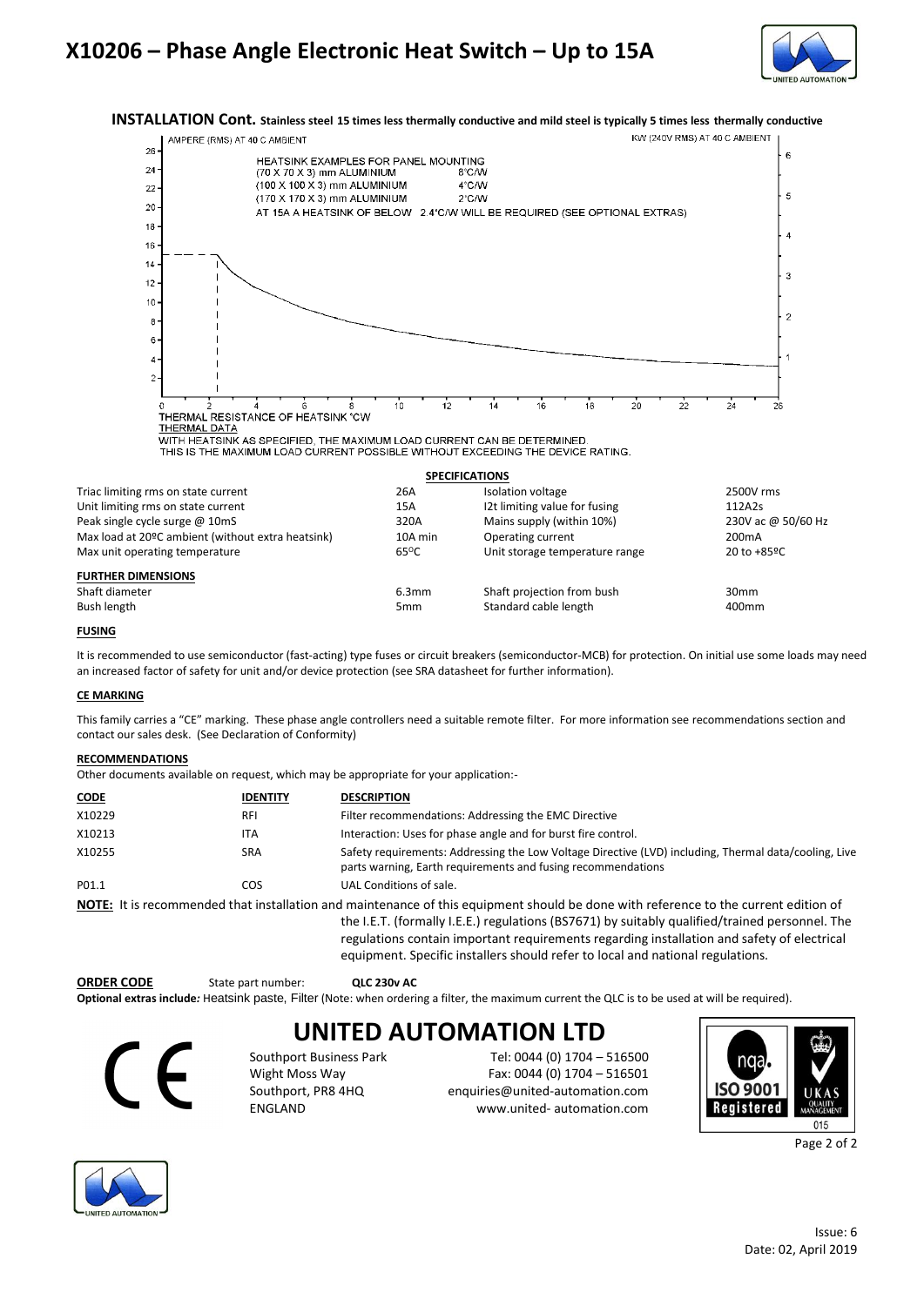# X10206 – Phase Angle Electronic Heat Switch – Up to 15A

**INSTALLATION Cont.** **Stainless steel 15 times less thermally conductive and mild steel is typically 5 times less thermally conductive**

AMPERE (RMS) AT 40 C AMBIENT

KW (240V RMS) AT 40 C AMBIENT

HEATSINK EXAMPLES FOR PANEL MOUNTING
(70 X 70 X 3) mm ALUMINIUM 8°C/W
(100 X 100 X 3) mm ALUMINIUM 4°C/W
(170 X 170 X 3) mm ALUMINIUM 2°C/W
AT 15A A HEATSINK OF BELOW 2.4°C/W WILL BE REQUIRED (SEE OPTIONAL EXTRAS)

0 2 4 6 8 10 12 14 16 18 20 22 24 26

26 24 22 20 18 16 14 12 10 8 6 4 2

6 5 4 3 2 1

THERMAL RESISTANCE OF HEATSINK °C/W

THERMAL DATA

WITH HEATSINK AS SPECIFIED, THE MAXIMUM LOAD CURRENT CAN BE DETERMINED.
THIS IS THE MAXIMUM LOAD CURRENT POSSIBLE WITHOUT EXCEEDING THE DEVICE RATING.

**SPECIFICATIONS**

| | | | |
|---|---|---|---|
| Triac limiting rms on state current | 26A | Isolation voltage | 2500V rms |
| Unit limiting rms on state current | 15A | I2t limiting value for fusing | 112A2s |
| Peak single cycle surge @ 10mS | 320A | Mains supply (within 10%) | 230V ac @ 50/60 Hz |
| Max load at 20ºC ambient (without extra heatsink) | 10A min | Operating current | 200mA |
| Max unit operating temperature | 65ºC | Unit storage temperature range | 20 to +85ºC |

**FURTHER DIMENSIONS**

| | | | |
|---|---|---|---|
| Shaft diameter | 6.3mm | Shaft projection from bush | 30mm |
| Bush length | 5mm | Standard cable length | 400mm |

**FUSING**

It is recommended to use semiconductor (fast-acting) type fuses or circuit breakers (semiconductor-MCB) for protection. On initial use some loads may need an increased factor of safety for unit and/or device protection (see SRA datasheet for further information).

**CE MARKING**

This family carries a "CE" marking. These phase angle controllers need a suitable remote filter. For more information see recommendations section and contact our sales desk. (See Declaration of Conformity)

**RECOMMENDATIONS**

Other documents available on request, which may be appropriate for your application:-

| CODE | IDENTITY | DESCRIPTION |
|---|---|---|
| X10229 | RFI | Filter recommendations: Addressing the EMC Directive |
| X10213 | ITA | Interaction: Uses for phase angle and for burst fire control. |
| X10255 | SRA | Safety requirements: Addressing the Low Voltage Directive (LVD) including, Thermal data/cooling, Live parts warning, Earth requirements and fusing recommendations |
| P01.1 | COS | UAL Conditions of sale. |

**NOTE:** It is recommended that installation and maintenance of this equipment should be done with reference to the current edition of the I.E.T. (formally I.E.E.) regulations (BS7671) by suitably qualified/trained personnel. The regulations contain important requirements regarding installation and safety of electrical equipment. Specific installers should refer to local and national regulations.

**ORDER CODE** State part number: **QLC 230v AC**

**Optional extras include:** Heatsink paste, Filter (Note: when ordering a filter, the maximum current the QLC is to be used at will be required).

## UNITED AUTOMATION LTD

Southport Business Park
Wight Moss Way
Southport, PR8 4HQ
ENGLAND

Tel: 0044 (0) 1704 – 516500
Fax: 0044 (0) 1704 – 516501
enquiries@united-automation.com
www.united- automation.com

Issue: 6
Date: 02, April 2019